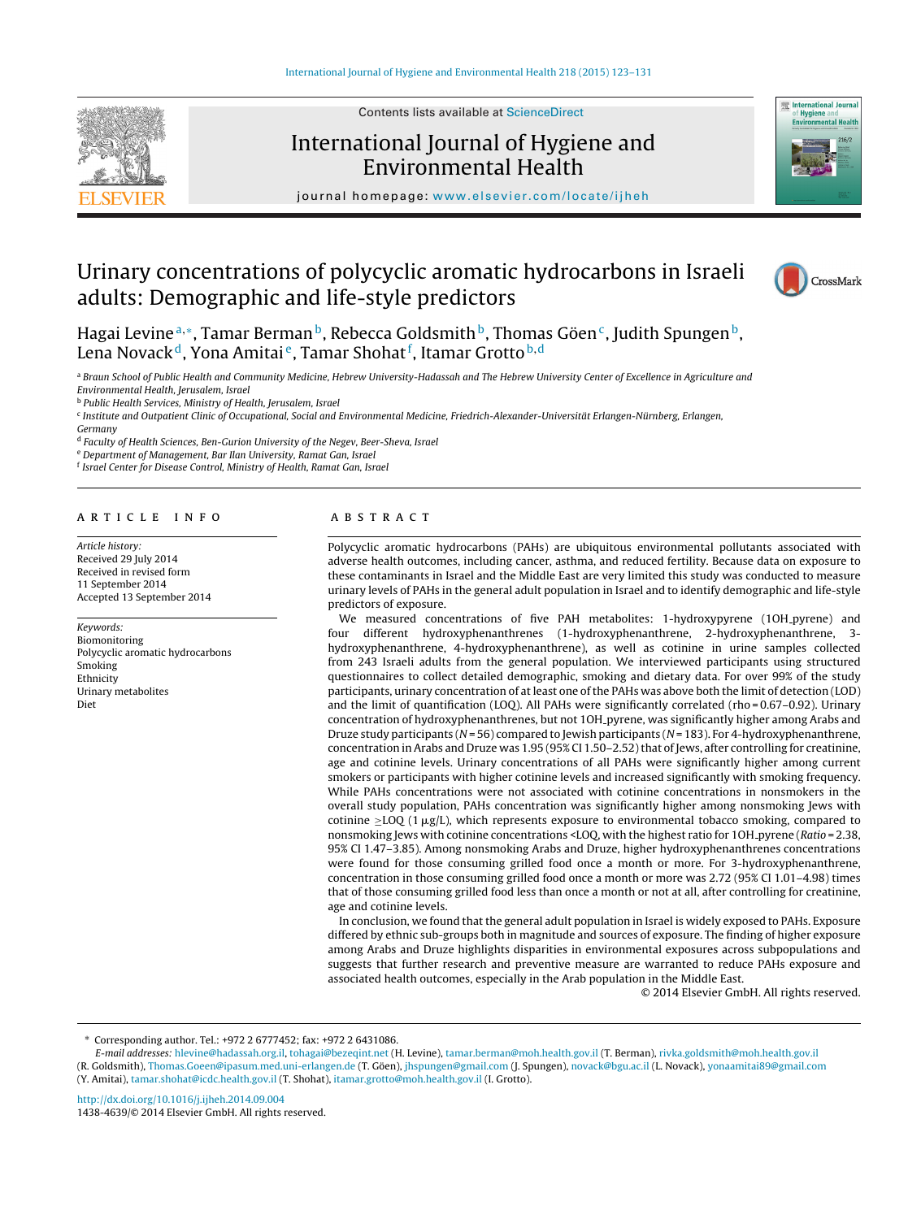# Urinary concentrations of polycyclic aromatic hydrocarbons in Israeli adults: Demographic and life-style predictors

Hagai Levine[a,*], Tamar Berman[b], Rebecca Goldsmith[b], Thomas Göen[c], Judith Spungen[b], Lena Novack[d], Yona Amitai[e], Tamar Shohat[f], Itamar Grotto[b,d]

[a] Braun School of Public Health and Community Medicine, Hebrew University-Hadassah and The Hebrew University Center of Excellence in Agriculture and Environmental Health, Jerusalem, Israel
[b] Public Health Services, Ministry of Health, Jerusalem, Israel
[c] Institute and Outpatient Clinic of Occupational, Social and Environmental Medicine, Friedrich-Alexander-Universität Erlangen-Nürnberg, Erlangen, Germany
[d] Faculty of Health Sciences, Ben-Gurion University of the Negev, Beer-Sheva, Israel
[e] Department of Management, Bar Ilan University, Ramat Gan, Israel
[f] Israel Center for Disease Control, Ministry of Health, Ramat Gan, Israel

## ARTICLE INFO

*Article history:*
Received 29 July 2014
Received in revised form 11 September 2014
Accepted 13 September 2014

*Keywords:*
Biomonitoring
Polycyclic aromatic hydrocarbons
Smoking
Ethnicity
Urinary metabolites
Diet

## ABSTRACT

Polycyclic aromatic hydrocarbons (PAHs) are ubiquitous environmental pollutants associated with adverse health outcomes, including cancer, asthma, and reduced fertility. Because data on exposure to these contaminants in Israel and the Middle East are very limited this study was conducted to measure urinary levels of PAHs in the general adult population in Israel and to identify demographic and life-style predictors of exposure.

We measured concentrations of five PAH metabolites: 1-hydroxypyrene (1OH_pyrene) and four different hydroxyphenanthrenes (1-hydroxyphenanthrene, 2-hydroxyphenanthrene, 3-hydroxyphenanthrene, 4-hydroxyphenanthrene), as well as cotinine in urine samples collected from 243 Israeli adults from the general population. We interviewed participants using structured questionnaires to collect detailed demographic, smoking and dietary data. For over 99% of the study participants, urinary concentration of at least one of the PAHs was above both the limit of detection (LOD) and the limit of quantification (LOQ). All PAHs were significantly correlated (rho = 0.67–0.92). Urinary concentration of hydroxyphenanthrenes, but not 1OH_pyrene, was significantly higher among Arabs and Druze study participants ($N$ = 56) compared to Jewish participants ($N$ = 183). For 4-hydroxyphenanthrene, concentration in Arabs and Druze was 1.95 (95% CI 1.50–2.52) that of Jews, after controlling for creatinine, age and cotinine levels. Urinary concentrations of all PAHs were significantly higher among current smokers or participants with higher cotinine levels and increased significantly with smoking frequency. While PAHs concentrations were not associated with cotinine concentrations in nonsmokers in the overall study population, PAHs concentration was significantly higher among nonsmoking Jews with cotinine ≥LOQ (1 μg/L), which represents exposure to environmental tobacco smoking, compared to nonsmoking Jews with cotinine concentrations <LOQ, with the highest ratio for 1OH_pyrene (*Ratio* = 2.38, 95% CI 1.47–3.85). Among nonsmoking Arabs and Druze, higher hydroxyphenanthrenes concentrations were found for those consuming grilled food once a month or more. For 3-hydroxyphenanthrene, concentration in those consuming grilled food once a month or more was 2.72 (95% CI 1.01–4.98) times that of those consuming grilled food less than once a month or not at all, after controlling for creatinine, age and cotinine levels.

In conclusion, we found that the general adult population in Israel is widely exposed to PAHs. Exposure differed by ethnic sub-groups both in magnitude and sources of exposure. The finding of higher exposure among Arabs and Druze highlights disparities in environmental exposures across subpopulations and suggests that further research and preventive measure are warranted to reduce PAHs exposure and associated health outcomes, especially in the Arab population in the Middle East.

© 2014 Elsevier GmbH. All rights reserved.

---

\* Corresponding author. Tel.: +972 2 6777452; fax: +972 2 6431086.
*E-mail addresses:* hlevine@hadassah.org.il, tohagai@bezeqint.net (H. Levine), tamar.berman@moh.health.gov.il (T. Berman), rivka.goldsmith@moh.health.gov.il (R. Goldsmith), Thomas.Goeen@ipasum.med.uni-erlangen.de (T. Göen), jhspungen@gmail.com (J. Spungen), novack@bgu.ac.il (L. Novack), yonaamitai89@gmail.com (Y. Amitai), tamar.shohat@icdc.health.gov.il (T. Shohat), itamar.grotto@moh.health.gov.il (I. Grotto).

http://dx.doi.org/10.1016/j.ijheh.2014.09.004
1438-4639/© 2014 Elsevier GmbH. All rights reserved.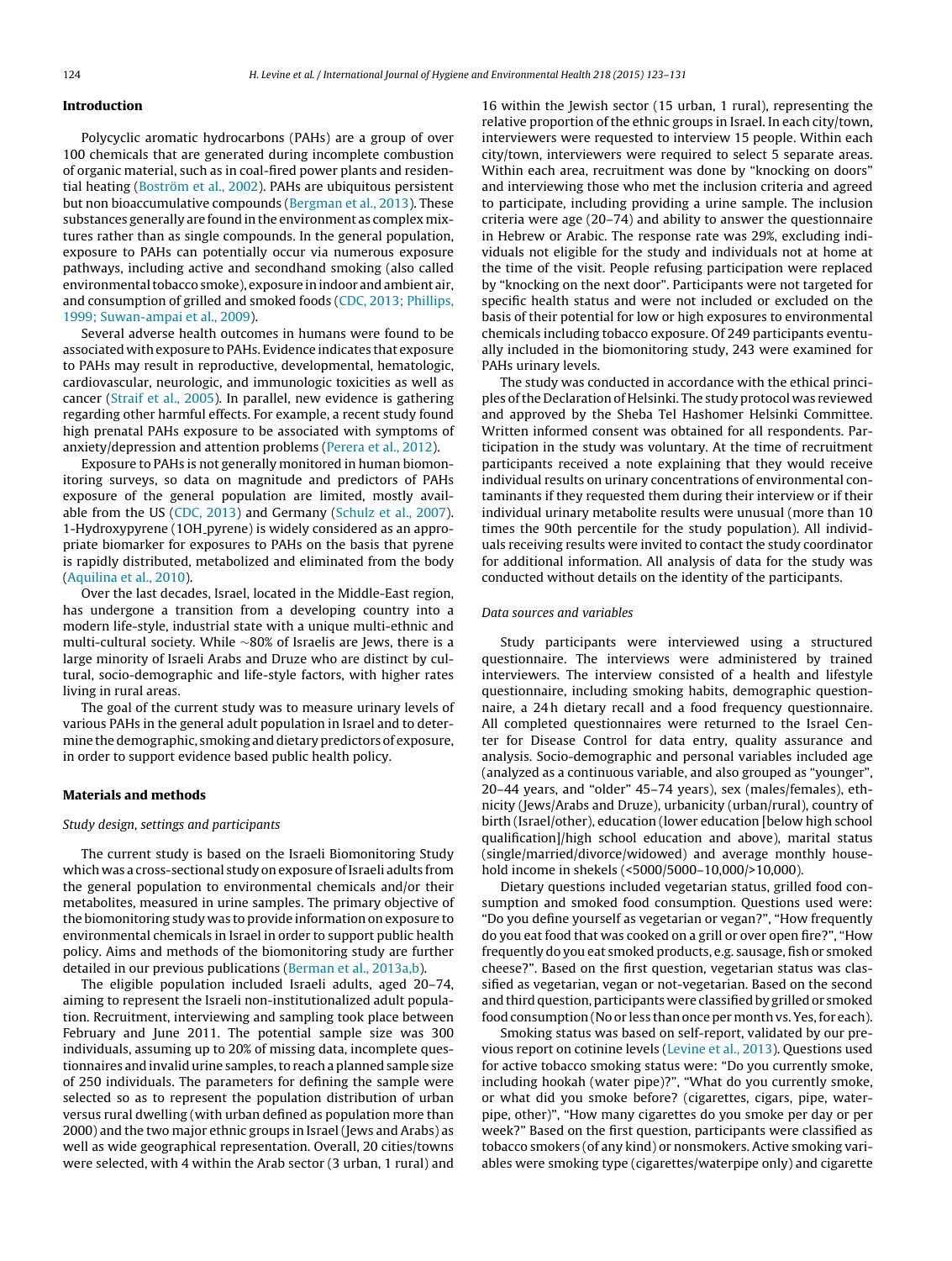## Introduction

Polycyclic aromatic hydrocarbons (PAHs) are a group of over 100 chemicals that are generated during incomplete combustion of organic material, such as in coal-fired power plants and residential heating (Boström et al., 2002). PAHs are ubiquitous persistent but non bioaccumulative compounds (Bergman et al., 2013). These substances generally are found in the environment as complex mixtures rather than as single compounds. In the general population, exposure to PAHs can potentially occur via numerous exposure pathways, including active and secondhand smoking (also called environmental tobacco smoke), exposure in indoor and ambient air, and consumption of grilled and smoked foods (CDC, 2013; Phillips, 1999; Suwan-ampai et al., 2009).

Several adverse health outcomes in humans were found to be associated with exposure to PAHs. Evidence indicates that exposure to PAHs may result in reproductive, developmental, hematologic, cardiovascular, neurologic, and immunologic toxicities as well as cancer (Straif et al., 2005). In parallel, new evidence is gathering regarding other harmful effects. For example, a recent study found high prenatal PAHs exposure to be associated with symptoms of anxiety/depression and attention problems (Perera et al., 2012).

Exposure to PAHs is not generally monitored in human biomonitoring surveys, so data on magnitude and predictors of PAHs exposure of the general population are limited, mostly available from the US (CDC, 2013) and Germany (Schulz et al., 2007). 1-Hydroxypyrene (1OH_pyrene) is widely considered as an appropriate biomarker for exposures to PAHs on the basis that pyrene is rapidly distributed, metabolized and eliminated from the body (Aquilina et al., 2010).

Over the last decades, Israel, located in the Middle-East region, has undergone a transition from a developing country into a modern life-style, industrial state with a unique multi-ethnic and multi-cultural society. While ~80% of Israelis are Jews, there is a large minority of Israeli Arabs and Druze who are distinct by cultural, socio-demographic and life-style factors, with higher rates living in rural areas.

The goal of the current study was to measure urinary levels of various PAHs in the general adult population in Israel and to determine the demographic, smoking and dietary predictors of exposure, in order to support evidence based public health policy.

## Materials and methods

### *Study design, settings and participants*

The current study is based on the Israeli Biomonitoring Study which was a cross-sectional study on exposure of Israeli adults from the general population to environmental chemicals and/or their metabolites, measured in urine samples. The primary objective of the biomonitoring study was to provide information on exposure to environmental chemicals in Israel in order to support public health policy. Aims and methods of the biomonitoring study are further detailed in our previous publications (Berman et al., 2013a,b).

The eligible population included Israeli adults, aged 20–74, aiming to represent the Israeli non-institutionalized adult population. Recruitment, interviewing and sampling took place between February and June 2011. The potential sample size was 300 individuals, assuming up to 20% of missing data, incomplete questionnaires and invalid urine samples, to reach a planned sample size of 250 individuals. The parameters for defining the sample were selected so as to represent the population distribution of urban versus rural dwelling (with urban defined as population more than 2000) and the two major ethnic groups in Israel (Jews and Arabs) as well as wide geographical representation. Overall, 20 cities/towns were selected, with 4 within the Arab sector (3 urban, 1 rural) and 16 within the Jewish sector (15 urban, 1 rural), representing the relative proportion of the ethnic groups in Israel. In each city/town, interviewers were requested to interview 15 people. Within each city/town, interviewers were required to select 5 separate areas. Within each area, recruitment was done by "knocking on doors" and interviewing those who met the inclusion criteria and agreed to participate, including providing a urine sample. The inclusion criteria were age (20–74) and ability to answer the questionnaire in Hebrew or Arabic. The response rate was 29%, excluding individuals not eligible for the study and individuals not at home at the time of the visit. People refusing participation were replaced by "knocking on the next door". Participants were not targeted for specific health status and were not included or excluded on the basis of their potential for low or high exposures to environmental chemicals including tobacco exposure. Of 249 participants eventually included in the biomonitoring study, 243 were examined for PAHs urinary levels.

The study was conducted in accordance with the ethical principles of the Declaration of Helsinki. The study protocol was reviewed and approved by the Sheba Tel Hashomer Helsinki Committee. Written informed consent was obtained for all respondents. Participation in the study was voluntary. At the time of recruitment participants received a note explaining that they would receive individual results on urinary concentrations of environmental contaminants if they requested them during their interview or if their individual urinary metabolite results were unusual (more than 10 times the 90th percentile for the study population). All individuals receiving results were invited to contact the study coordinator for additional information. All analysis of data for the study was conducted without details on the identity of the participants.

### *Data sources and variables*

Study participants were interviewed using a structured questionnaire. The interviews were administered by trained interviewers. The interview consisted of a health and lifestyle questionnaire, including smoking habits, demographic questionnaire, a 24 h dietary recall and a food frequency questionnaire. All completed questionnaires were returned to the Israel Center for Disease Control for data entry, quality assurance and analysis. Socio-demographic and personal variables included age (analyzed as a continuous variable, and also grouped as "younger", 20–44 years, and "older" 45–74 years), sex (males/females), ethnicity (Jews/Arabs and Druze), urbanicity (urban/rural), country of birth (Israel/other), education (lower education [below high school qualification]/high school education and above), marital status (single/married/divorce/widowed) and average monthly household income in shekels (<5000/5000–10,000/>10,000).

Dietary questions included vegetarian status, grilled food consumption and smoked food consumption. Questions used were: "Do you define yourself as vegetarian or vegan?", "How frequently do you eat food that was cooked on a grill or over open fire?", "How frequently do you eat smoked products, e.g. sausage, fish or smoked cheese?". Based on the first question, vegetarian status was classified as vegetarian, vegan or not-vegetarian. Based on the second and third question, participants were classified by grilled or smoked food consumption (No or less than once per month vs. Yes, for each).

Smoking status was based on self-report, validated by our previous report on cotinine levels (Levine et al., 2013). Questions used for active tobacco smoking status were: "Do you currently smoke, including hookah (water pipe)?", "What do you currently smoke, or what did you smoke before? (cigarettes, cigars, pipe, waterpipe, other)", "How many cigarettes do you smoke per day or per week?" Based on the first question, participants were classified as tobacco smokers (of any kind) or nonsmokers. Active smoking variables were smoking type (cigarettes/waterpipe only) and cigarette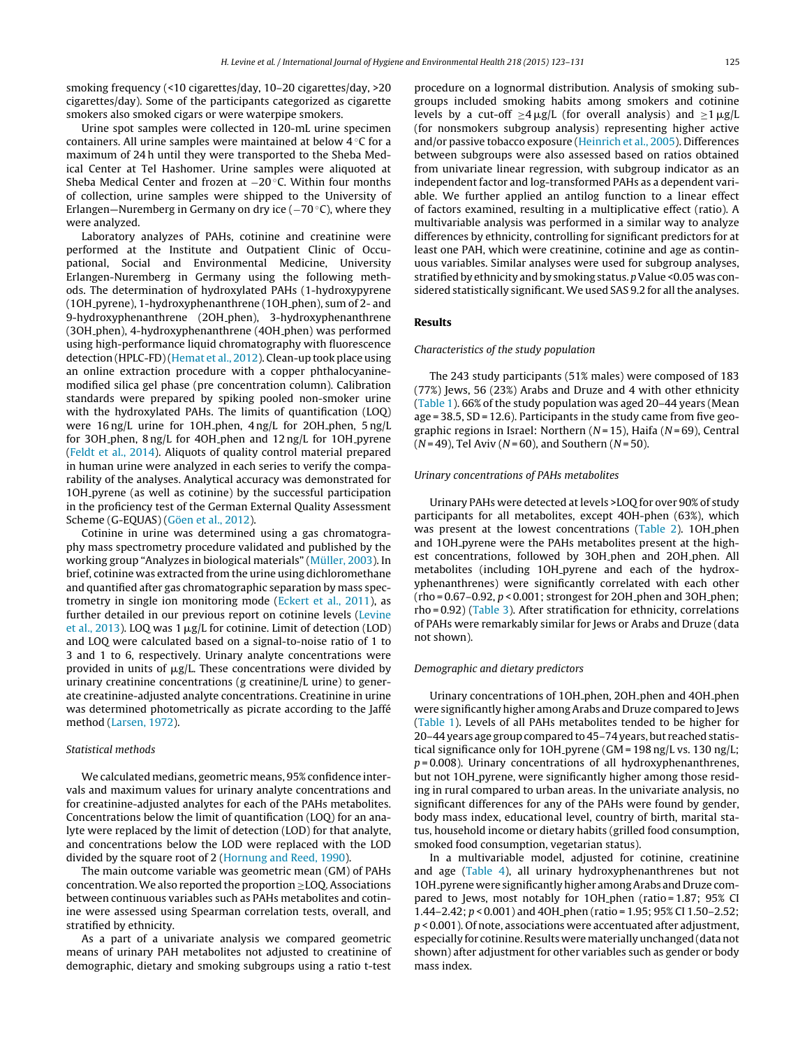smoking frequency (<10 cigarettes/day, 10–20 cigarettes/day, >20 cigarettes/day). Some of the participants categorized as cigarette smokers also smoked cigars or were waterpipe smokers.

Urine spot samples were collected in 120-mL urine specimen containers. All urine samples were maintained at below 4 °C for a maximum of 24 h until they were transported to the Sheba Medical Center at Tel Hashomer. Urine samples were aliquoted at Sheba Medical Center and frozen at −20 °C. Within four months of collection, urine samples were shipped to the University of Erlangen—Nuremberg in Germany on dry ice (−70 °C), where they were analyzed.

Laboratory analyzes of PAHs, cotinine and creatinine were performed at the Institute and Outpatient Clinic of Occupational, Social and Environmental Medicine, University Erlangen-Nuremberg in Germany using the following methods. The determination of hydroxylated PAHs (1-hydroxypyrene (1OH_pyrene), 1-hydroxyphenanthrene (1OH_phen), sum of 2- and 9-hydroxyphenanthrene (2OH_phen), 3-hydroxyphenanthrene (3OH_phen), 4-hydroxyphenanthrene (4OH_phen) was performed using high-performance liquid chromatography with fluorescence detection (HPLC-FD) (Hemat et al., 2012). Clean-up took place using an online extraction procedure with a copper phthalocyanine-modified silica gel phase (pre concentration column). Calibration standards were prepared by spiking pooled non-smoker urine with the hydroxylated PAHs. The limits of quantification (LOQ) were 16 ng/L urine for 1OH_phen, 4 ng/L for 2OH_phen, 5 ng/L for 3OH_phen, 8 ng/L for 4OH_phen and 12 ng/L for 1OH_pyrene (Feldt et al., 2014). Aliquots of quality control material prepared in human urine were analyzed in each series to verify the comparability of the analyses. Analytical accuracy was demonstrated for 1OH_pyrene (as well as cotinine) by the successful participation in the proficiency test of the German External Quality Assessment Scheme (G-EQUAS) (Göen et al., 2012).

Cotinine in urine was determined using a gas chromatography mass spectrometry procedure validated and published by the working group "Analyzes in biological materials" (Müller, 2003). In brief, cotinine was extracted from the urine using dichloromethane and quantified after gas chromatographic separation by mass spectrometry in single ion monitoring mode (Eckert et al., 2011), as further detailed in our previous report on cotinine levels (Levine et al., 2013). LOQ was 1 μg/L for cotinine. Limit of detection (LOD) and LOQ were calculated based on a signal-to-noise ratio of 1 to 3 and 1 to 6, respectively. Urinary analyte concentrations were provided in units of μg/L. These concentrations were divided by urinary creatinine concentrations (g creatinine/L urine) to generate creatinine-adjusted analyte concentrations. Creatinine in urine was determined photometrically as picrate according to the Jaffé method (Larsen, 1972).

*Statistical methods*

We calculated medians, geometric means, 95% confidence intervals and maximum values for urinary analyte concentrations and for creatinine-adjusted analytes for each of the PAHs metabolites. Concentrations below the limit of quantification (LOQ) for an analyte were replaced by the limit of detection (LOD) for that analyte, and concentrations below the LOD were replaced with the LOD divided by the square root of 2 (Hornung and Reed, 1990).

The main outcome variable was geometric mean (GM) of PAHs concentration. We also reported the proportion ≥LOQ. Associations between continuous variables such as PAHs metabolites and cotinine were assessed using Spearman correlation tests, overall, and stratified by ethnicity.

As a part of a univariate analysis we compared geometric means of urinary PAH metabolites not adjusted to creatinine of demographic, dietary and smoking subgroups using a ratio t-test procedure on a lognormal distribution. Analysis of smoking subgroups included smoking habits among smokers and cotinine levels by a cut-off ≥4 μg/L (for overall analysis) and ≥1 μg/L (for nonsmokers subgroup analysis) representing higher active and/or passive tobacco exposure (Heinrich et al., 2005). Differences between subgroups were also assessed based on ratios obtained from univariate linear regression, with subgroup indicator as an independent factor and log-transformed PAHs as a dependent variable. We further applied an antilog function to a linear effect of factors examined, resulting in a multiplicative effect (ratio). A multivariable analysis was performed in a similar way to analyze differences by ethnicity, controlling for significant predictors for at least one PAH, which were creatinine, cotinine and age as continuous variables. Similar analyses were used for subgroup analyses, stratified by ethnicity and by smoking status. $p$ Value <0.05 was considered statistically significant. We used SAS 9.2 for all the analyses.

## Results

*Characteristics of the study population*

The 243 study participants (51% males) were composed of 183 (77%) Jews, 56 (23%) Arabs and Druze and 4 with other ethnicity (Table 1). 66% of the study population was aged 20–44 years (Mean age = 38.5, SD = 12.6). Participants in the study came from five geographic regions in Israel: Northern ($N$ = 15), Haifa ($N$ = 69), Central ($N$ = 49), Tel Aviv ($N$ = 60), and Southern ($N$ = 50).

*Urinary concentrations of PAHs metabolites*

Urinary PAHs were detected at levels >LOQ for over 90% of study participants for all metabolites, except 4OH-phen (63%), which was present at the lowest concentrations (Table 2). 1OH_phen and 1OH_pyrene were the PAHs metabolites present at the highest concentrations, followed by 3OH_phen and 2OH_phen. All metabolites (including 1OH_pyrene and each of the hydroxyphenanthrenes) were significantly correlated with each other (rho = 0.67–0.92, $p$ < 0.001; strongest for 2OH_phen and 3OH_phen; rho = 0.92) (Table 3). After stratification for ethnicity, correlations of PAHs were remarkably similar for Jews or Arabs and Druze (data not shown).

*Demographic and dietary predictors*

Urinary concentrations of 1OH_phen, 2OH_phen and 4OH_phen were significantly higher among Arabs and Druze compared to Jews (Table 1). Levels of all PAHs metabolites tended to be higher for 20–44 years age group compared to 45–74 years, but reached statistical significance only for 1OH_pyrene (GM = 198 ng/L vs. 130 ng/L; $p$ = 0.008). Urinary concentrations of all hydroxyphenanthrenes, but not 1OH_pyrene, were significantly higher among those residing in rural compared to urban areas. In the univariate analysis, no significant differences for any of the PAHs were found by gender, body mass index, educational level, country of birth, marital status, household income or dietary habits (grilled food consumption, smoked food consumption, vegetarian status).

In a multivariable model, adjusted for cotinine, creatinine and age (Table 4), all urinary hydroxyphenanthrenes but not 1OH_pyrene were significantly higher among Arabs and Druze compared to Jews, most notably for 1OH_phen (ratio = 1.87; 95% CI 1.44–2.42; $p$ < 0.001) and 4OH_phen (ratio = 1.95; 95% CI 1.50–2.52; $p$ < 0.001). Of note, associations were accentuated after adjustment, especially for cotinine. Results were materially unchanged (data not shown) after adjustment for other variables such as gender or body mass index.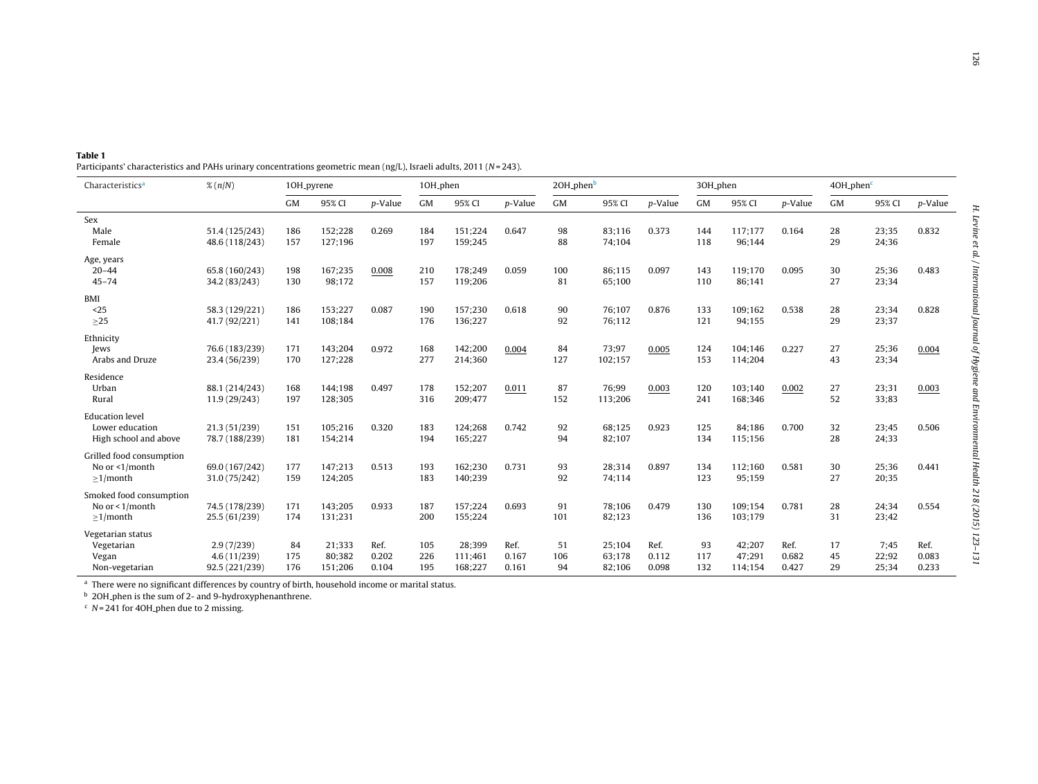**Table 1**
Participants' characteristics and PAHs urinary concentrations geometric mean (ng/L), Israeli adults, 2011 ($N$ = 243).

| Characteristics[a] | % ($n/N$) | 1OH_pyrene | | | 1OH_phen | | | 2OH_phen[b] | | | 3OH_phen | | | 4OH_phen[c] | | |
|---|---|---|---|---|---|---|---|---|---|---|---|---|---|---|---|---|
| | | GM | 95% CI | $p$-Value | GM | 95% CI | $p$-Value | GM | 95% CI | $p$-Value | GM | 95% CI | $p$-Value | GM | 95% CI | $p$-Value |
| Sex | | | | | | | | | | | | | | | | |
| Male | 51.4 (125/243) | 186 | 152;228 | 0.269 | 184 | 151;224 | 0.647 | 98 | 83;116 | 0.373 | 144 | 117;177 | 0.164 | 28 | 23;35 | 0.832 |
| Female | 48.6 (118/243) | 157 | 127;196 | | 197 | 159;245 | | 88 | 74;104 | | 118 | 96;144 | | 29 | 24;36 | |
| Age, years | | | | | | | | | | | | | | | | |
| 20–44 | 65.8 (160/243) | 198 | 167;235 | <u>0.008</u> | 210 | 178;249 | 0.059 | 100 | 86;115 | 0.097 | 143 | 119;170 | 0.095 | 30 | 25;36 | 0.483 |
| 45–74 | 34.2 (83/243) | 130 | 98;172 | | 157 | 119;206 | | 81 | 65;100 | | 110 | 86;141 | | 27 | 23;34 | |
| BMI | | | | | | | | | | | | | | | | |
| <25 | 58.3 (129/221) | 186 | 153;227 | 0.087 | 190 | 157;230 | 0.618 | 90 | 76;107 | 0.876 | 133 | 109;162 | 0.538 | 28 | 23;34 | 0.828 |
| ≥25 | 41.7 (92/221) | 141 | 108;184 | | 176 | 136;227 | | 92 | 76;112 | | 121 | 94;155 | | 29 | 23;37 | |
| Ethnicity | | | | | | | | | | | | | | | | |
| Jews | 76.6 (183/239) | 171 | 143;204 | 0.972 | 168 | 142;200 | <u>0.004</u> | 84 | 73;97 | <u>0.005</u> | 124 | 104;146 | 0.227 | 27 | 25;36 | <u>0.004</u> |
| Arabs and Druze | 23.4 (56/239) | 170 | 127;228 | | 277 | 214;360 | | 127 | 102;157 | | 153 | 114;204 | | 43 | 23;34 | |
| Residence | | | | | | | | | | | | | | | | |
| Urban | 88.1 (214/243) | 168 | 144;198 | 0.497 | 178 | 152;207 | <u>0.011</u> | 87 | 76;99 | <u>0.003</u> | 120 | 103;140 | <u>0.002</u> | 27 | 23;31 | <u>0.003</u> |
| Rural | 11.9 (29/243) | 197 | 128;305 | | 316 | 209;477 | | 152 | 113;206 | | 241 | 168;346 | | 52 | 33;83 | |
| Education level | | | | | | | | | | | | | | | | |
| Lower education | 21.3 (51/239) | 151 | 105;216 | 0.320 | 183 | 124;268 | 0.742 | 92 | 68;125 | 0.923 | 125 | 84;186 | 0.700 | 32 | 23;45 | 0.506 |
| High school and above | 78.7 (188/239) | 181 | 154;214 | | 194 | 165;227 | | 94 | 82;107 | | 134 | 115;156 | | 28 | 24;33 | |
| Grilled food consumption | | | | | | | | | | | | | | | | |
| No or <1/month | 69.0 (167/242) | 177 | 147;213 | 0.513 | 193 | 162;230 | 0.731 | 93 | 28;314 | 0.897 | 134 | 112;160 | 0.581 | 30 | 25;36 | 0.441 |
| ≥1/month | 31.0 (75/242) | 159 | 124;205 | | 183 | 140;239 | | 92 | 74;114 | | 123 | 95;159 | | 27 | 20;35 | |
| Smoked food consumption | | | | | | | | | | | | | | | | |
| No or < 1/month | 74.5 (178/239) | 171 | 143;205 | 0.933 | 187 | 157;224 | 0.693 | 91 | 78;106 | 0.479 | 130 | 109;154 | 0.781 | 28 | 24;34 | 0.554 |
| ≥1/month | 25.5 (61/239) | 174 | 131;231 | | 200 | 155;224 | | 101 | 82;123 | | 136 | 103;179 | | 31 | 23;42 | |
| Vegetarian status | | | | | | | | | | | | | | | | |
| Vegetarian | 2.9 (7/239) | 84 | 21;333 | Ref. | 105 | 28;399 | Ref. | 51 | 25;104 | Ref. | 93 | 42;207 | Ref. | 17 | 7;45 | Ref. |
| Vegan | 4.6 (11/239) | 175 | 80;382 | 0.202 | 226 | 111;461 | 0.167 | 106 | 63;178 | 0.112 | 117 | 47;291 | 0.682 | 45 | 22;92 | 0.083 |
| Non-vegetarian | 92.5 (221/239) | 176 | 151;206 | 0.104 | 195 | 168;227 | 0.161 | 94 | 82;106 | 0.098 | 132 | 114;154 | 0.427 | 29 | 25;34 | 0.233 |

[a] There were no significant differences by country of birth, household income or marital status.
[b] 2OH_phen is the sum of 2- and 9-hydroxyphenanthrene.
[c] $N$ = 241 for 4OH_phen due to 2 missing.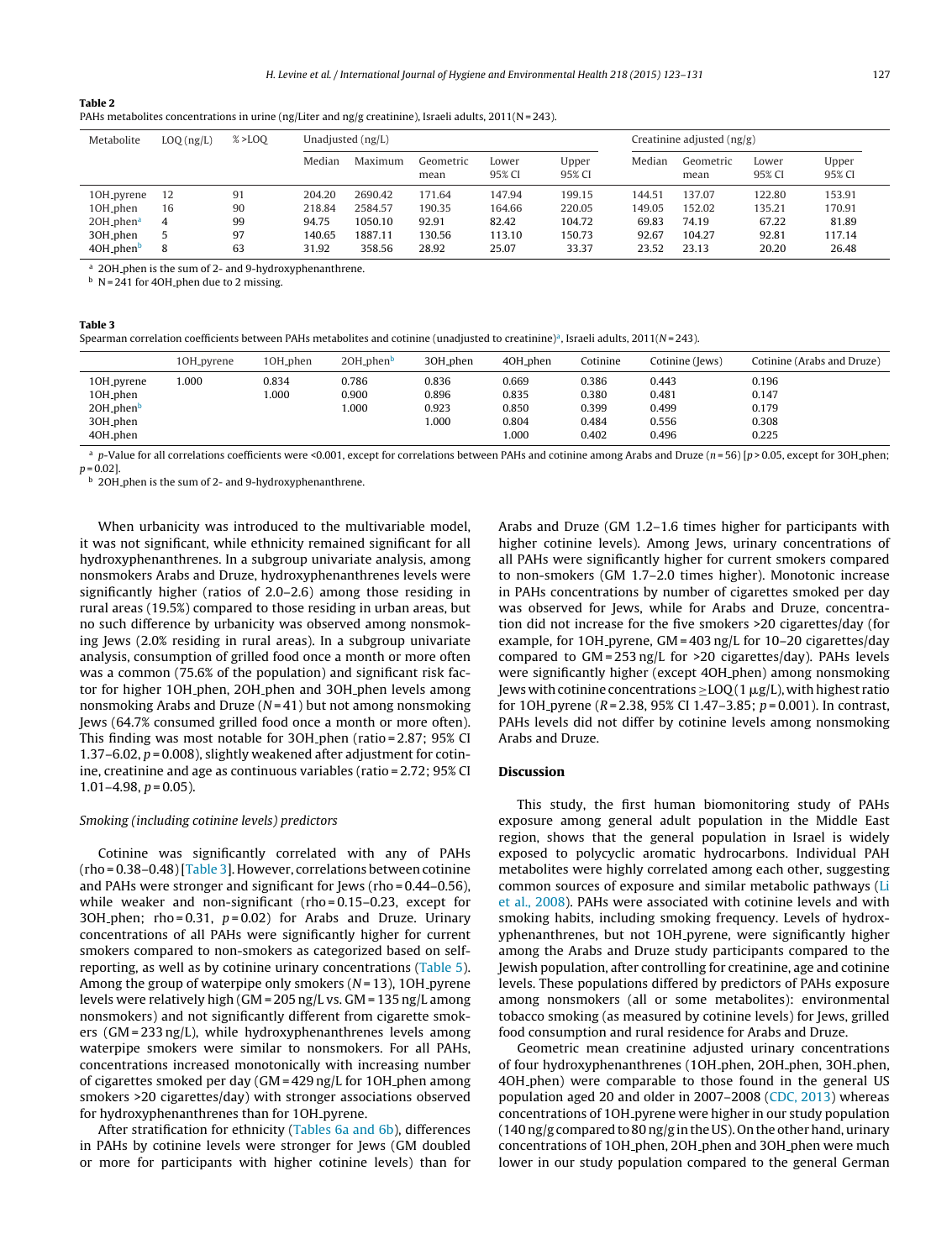**Table 2**
PAHs metabolites concentrations in urine (ng/Liter and ng/g creatinine), Israeli adults, 2011(N = 243).

| Metabolite | LOQ (ng/L) | % >LOQ | Unadjusted (ng/L) | | | | | Creatinine adjusted (ng/g) | | | |
|---|---|---|---|---|---|---|---|---|---|---|---|
| | | | Median | Maximum | Geometric mean | Lower 95% CI | Upper 95% CI | Median | Geometric mean | Lower 95% CI | Upper 95% CI |
| 1OH_pyrene | 12 | 91 | 204.20 | 2690.42 | 171.64 | 147.94 | 199.15 | 144.51 | 137.07 | 122.80 | 153.91 |
| 1OH_phen | 16 | 90 | 218.84 | 2584.57 | 190.35 | 164.66 | 220.05 | 149.05 | 152.02 | 135.21 | 170.91 |
| 2OH_phen[a] | 4 | 99 | 94.75 | 1050.10 | 92.91 | 82.42 | 104.72 | 69.83 | 74.19 | 67.22 | 81.89 |
| 3OH_phen | 5 | 97 | 140.65 | 1887.11 | 130.56 | 113.10 | 150.73 | 92.67 | 104.27 | 92.81 | 117.14 |
| 4OH_phen[b] | 8 | 63 | 31.92 | 358.56 | 28.92 | 25.07 | 33.37 | 23.52 | 23.13 | 20.20 | 26.48 |

[a] 2OH_phen is the sum of 2- and 9-hydroxyphenanthrene.
[b] N = 241 for 4OH_phen due to 2 missing.

**Table 3**
Spearman correlation coefficients between PAHs metabolites and cotinine (unadjusted to creatinine)[a], Israeli adults, 2011(N = 243).

| | 1OH_pyrene | 1OH_phen | 2OH_phen[b] | 3OH_phen | 4OH_phen | Cotinine | Cotinine (Jews) | Cotinine (Arabs and Druze) |
|---|---|---|---|---|---|---|---|---|
| 1OH_pyrene | 1.000 | 0.834 | 0.786 | 0.836 | 0.669 | 0.386 | 0.443 | 0.196 |
| 1OH_phen | | 1.000 | 0.900 | 0.896 | 0.835 | 0.380 | 0.481 | 0.147 |
| 2OH_phen[b] | | | 1.000 | 0.923 | 0.850 | 0.399 | 0.499 | 0.179 |
| 3OH_phen | | | | 1.000 | 0.804 | 0.484 | 0.556 | 0.308 |
| 4OH_phen | | | | | 1.000 | 0.402 | 0.496 | 0.225 |

[a] p-Value for all correlations coefficients were <0.001, except for correlations between PAHs and cotinine among Arabs and Druze (n = 56) [p > 0.05, except for 3OH_phen; p = 0.02].
[b] 2OH_phen is the sum of 2- and 9-hydroxyphenanthrene.

When urbanicity was introduced to the multivariable model, it was not significant, while ethnicity remained significant for all hydroxyphenanthrenes. In a subgroup univariate analysis, among nonsmokers Arabs and Druze, hydroxyphenanthrenes levels were significantly higher (ratios of 2.0–2.6) among those residing in rural areas (19.5%) compared to those residing in urban areas, but no such difference by urbanicity was observed among nonsmoking Jews (2.0% residing in rural areas). In a subgroup univariate analysis, consumption of grilled food once a month or more often was a common (75.6% of the population) and significant risk factor for higher 1OH_phen, 2OH_phen and 3OH_phen levels among nonsmoking Arabs and Druze (N = 41) but not among nonsmoking Jews (64.7% consumed grilled food once a month or more often). This finding was most notable for 3OH_phen (ratio = 2.87; 95% CI 1.37–6.02, $p = 0.008$), slightly weakened after adjustment for cotinine, creatinine and age as continuous variables (ratio = 2.72; 95% CI 1.01–4.98, $p = 0.05$).

*Smoking (including cotinine levels) predictors*

Cotinine was significantly correlated with any of PAHs (rho = 0.38–0.48) [Table 3]. However, correlations between cotinine and PAHs were stronger and significant for Jews (rho = 0.44–0.56), while weaker and non-significant (rho = 0.15–0.23, except for 3OH_phen; rho = 0.31, $p = 0.02$) for Arabs and Druze. Urinary concentrations of all PAHs were significantly higher for current smokers compared to non-smokers as categorized based on self-reporting, as well as by cotinine urinary concentrations (Table 5). Among the group of waterpipe only smokers (N = 13), 1OH_pyrene levels were relatively high (GM = 205 ng/L vs. GM = 135 ng/L among nonsmokers) and not significantly different from cigarette smokers (GM = 233 ng/L), while hydroxyphenanthrenes levels among waterpipe smokers were similar to nonsmokers. For all PAHs, concentrations increased monotonically with increasing number of cigarettes smoked per day (GM = 429 ng/L for 1OH_phen among smokers >20 cigarettes/day) with stronger associations observed for hydroxyphenanthrenes than for 1OH_pyrene.

After stratification for ethnicity (Tables 6a and 6b), differences in PAHs by cotinine levels were stronger for Jews (GM doubled or more for participants with higher cotinine levels) than for Arabs and Druze (GM 1.2–1.6 times higher for participants with higher cotinine levels). Among Jews, urinary concentrations of all PAHs were significantly higher for current smokers compared to non-smokers (GM 1.7–2.0 times higher). Monotonic increase in PAHs concentrations by number of cigarettes smoked per day was observed for Jews, while for Arabs and Druze, concentration did not increase for the five smokers >20 cigarettes/day (for example, for 1OH_pyrene, GM = 403 ng/L for 10–20 cigarettes/day compared to GM = 253 ng/L for >20 cigarettes/day). PAHs levels were significantly higher (except 4OH_phen) among nonsmoking Jews with cotinine concentrations ≥LOQ (1 μg/L), with highest ratio for 1OH_pyrene ($R = 2.38$, 95% CI 1.47–3.85; $p = 0.001$). In contrast, PAHs levels did not differ by cotinine levels among nonsmoking Arabs and Druze.

## Discussion

This study, the first human biomonitoring study of PAHs exposure among general adult population in the Middle East region, shows that the general population in Israel is widely exposed to polycyclic aromatic hydrocarbons. Individual PAH metabolites were highly correlated among each other, suggesting common sources of exposure and similar metabolic pathways (Li et al., 2008). PAHs were associated with cotinine levels and with smoking habits, including smoking frequency. Levels of hydroxyphenanthrenes, but not 1OH_pyrene, were significantly higher among the Arabs and Druze study participants compared to the Jewish population, after controlling for creatinine, age and cotinine levels. These populations differed by predictors of PAHs exposure among nonsmokers (all or some metabolites): environmental tobacco smoking (as measured by cotinine levels) for Jews, grilled food consumption and rural residence for Arabs and Druze.

Geometric mean creatinine adjusted urinary concentrations of four hydroxyphenanthrenes (1OH_phen, 2OH_phen, 3OH_phen, 4OH_phen) were comparable to those found in the general US population aged 20 and older in 2007–2008 (CDC, 2013) whereas concentrations of 1OH_pyrene were higher in our study population (140 ng/g compared to 80 ng/g in the US). On the other hand, urinary concentrations of 1OH_phen, 2OH_phen and 3OH_phen were much lower in our study population compared to the general German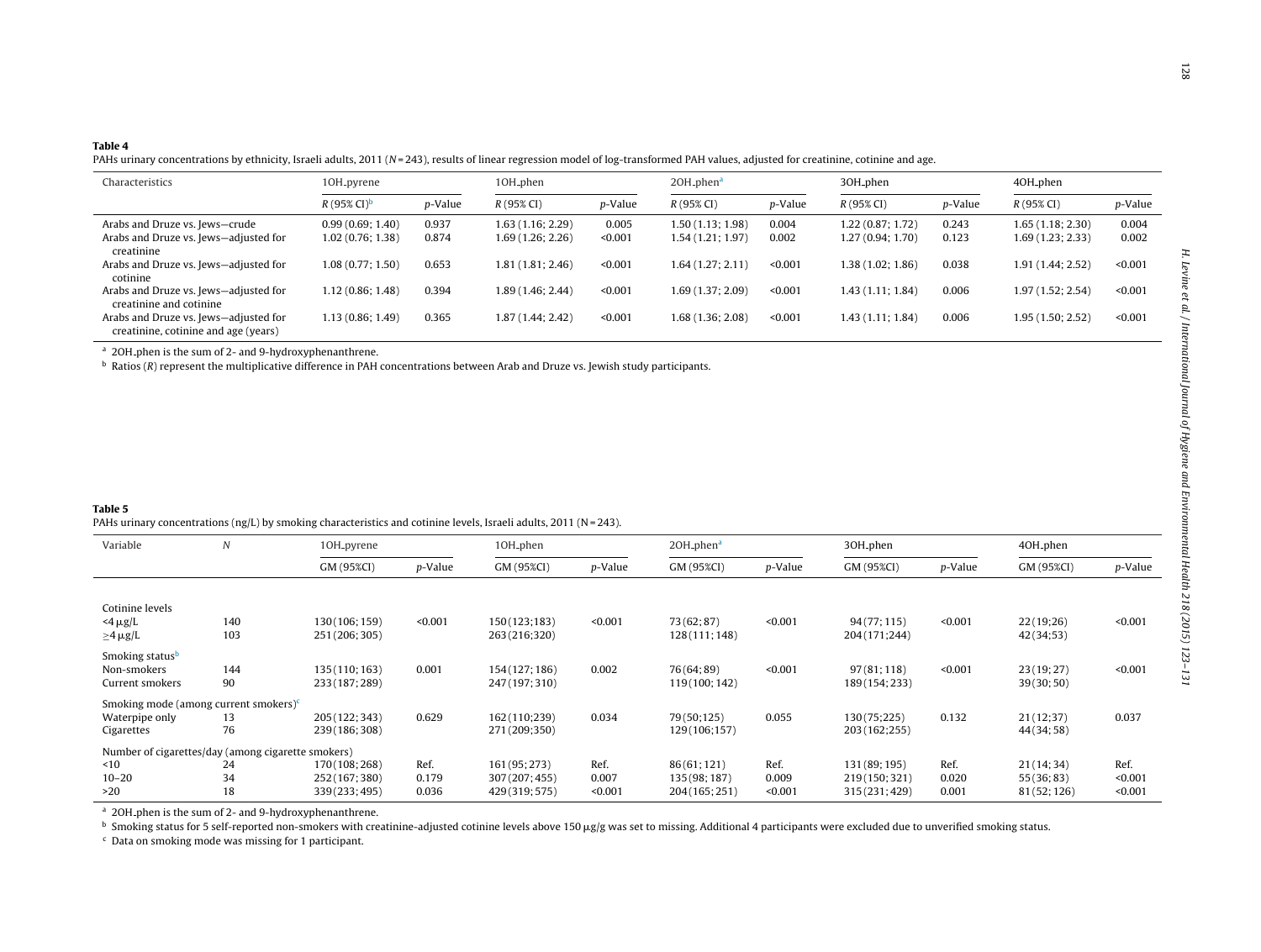**Table 4**
PAHs urinary concentrations by ethnicity, Israeli adults, 2011 ($N$ = 243), results of linear regression model of log-transformed PAH values, adjusted for creatinine, cotinine and age.

| Characteristics | 1OH_pyrene | | 1OH_phen | | 2OH_phen[a] | | 3OH_phen | | 4OH_phen | |
|---|---|---|---|---|---|---|---|---|---|---|
| | *R* (95% CI)[b] | *p*-Value | *R* (95% CI) | *p*-Value | *R* (95% CI) | *p*-Value | *R* (95% CI) | *p*-Value | *R* (95% CI) | *p*-Value |
| Arabs and Druze vs. Jews—crude | 0.99 (0.69; 1.40) | 0.937 | 1.63 (1.16; 2.29) | 0.005 | 1.50 (1.13; 1.98) | 0.004 | 1.22 (0.87; 1.72) | 0.243 | 1.65 (1.18; 2.30) | 0.004 |
| Arabs and Druze vs. Jews—adjusted for creatinine | 1.02 (0.76; 1.38) | 0.874 | 1.69 (1.26; 2.26) | <0.001 | 1.54 (1.21; 1.97) | 0.002 | 1.27 (0.94; 1.70) | 0.123 | 1.69 (1.23; 2.33) | 0.002 |
| Arabs and Druze vs. Jews—adjusted for cotinine | 1.08 (0.77; 1.50) | 0.653 | 1.81 (1.81; 2.46) | <0.001 | 1.64 (1.27; 2.11) | <0.001 | 1.38 (1.02; 1.86) | 0.038 | 1.91 (1.44; 2.52) | <0.001 |
| Arabs and Druze vs. Jews—adjusted for creatinine and cotinine | 1.12 (0.86; 1.48) | 0.394 | 1.89 (1.46; 2.44) | <0.001 | 1.69 (1.37; 2.09) | <0.001 | 1.43 (1.11; 1.84) | 0.006 | 1.97 (1.52; 2.54) | <0.001 |
| Arabs and Druze vs. Jews—adjusted for creatinine, cotinine and age (years) | 1.13 (0.86; 1.49) | 0.365 | 1.87 (1.44; 2.42) | <0.001 | 1.68 (1.36; 2.08) | <0.001 | 1.43 (1.11; 1.84) | 0.006 | 1.95 (1.50; 2.52) | <0.001 |

[a] 2OH_phen is the sum of 2- and 9-hydroxyphenanthrene.
[b] Ratios (*R*) represent the multiplicative difference in PAH concentrations between Arab and Druze vs. Jewish study participants.

**Table 5**
PAHs urinary concentrations (ng/L) by smoking characteristics and cotinine levels, Israeli adults, 2011 (N = 243).

| Variable | *N* | 1OH_pyrene | | 1OH_phen | | 2OH_phen[a] | | 3OH_phen | | 4OH_phen | |
|---|---|---|---|---|---|---|---|---|---|---|---|
| | | GM (95%CI) | *p*-Value | GM (95%CI) | *p*-Value | GM (95%CI) | *p*-Value | GM (95%CI) | *p*-Value | GM (95%CI) | *p*-Value |
| Cotinine levels | | | | | | | | | | | |
| <4 μg/L | 140 | 130 (106; 159) | <0.001 | 150 (123;183) | <0.001 | 73 (62; 87) | <0.001 | 94 (77; 115) | <0.001 | 22 (19;26) | <0.001 |
| ≥4 μg/L | 103 | 251 (206; 305) | | 263 (216;320) | | 128 (111; 148) | | 204 (171;244) | | 42 (34;53) | |
| Smoking status[b] | | | | | | | | | | | |
| Non-smokers | 144 | 135 (110; 163) | 0.001 | 154 (127; 186) | 0.002 | 76 (64; 89) | <0.001 | 97 (81; 118) | <0.001 | 23 (19; 27) | <0.001 |
| Current smokers | 90 | 233 (187; 289) | | 247 (197; 310) | | 119 (100; 142) | | 189 (154; 233) | | 39 (30; 50) | |
| Smoking mode (among current smokers)[c] | | | | | | | | | | | |
| Waterpipe only | 13 | 205 (122; 343) | 0.629 | 162 (110;239) | 0.034 | 79 (50;125) | 0.055 | 130 (75;225) | 0.132 | 21 (12;37) | 0.037 |
| Cigarettes | 76 | 239 (186; 308) | | 271 (209;350) | | 129 (106;157) | | 203 (162;255) | | 44 (34; 58) | |
| Number of cigarettes/day (among cigarette smokers) | | | | | | | | | | | |
| <10 | 24 | 170 (108; 268) | Ref. | 161 (95; 273) | Ref. | 86 (61; 121) | Ref. | 131 (89; 195) | Ref. | 21 (14; 34) | Ref. |
| 10–20 | 34 | 252 (167; 380) | 0.179 | 307 (207; 455) | 0.007 | 135 (98; 187) | 0.009 | 219 (150; 321) | 0.020 | 55 (36; 83) | <0.001 |
| >20 | 18 | 339 (233; 495) | 0.036 | 429 (319; 575) | <0.001 | 204 (165; 251) | <0.001 | 315 (231; 429) | 0.001 | 81 (52; 126) | <0.001 |

[a] 2OH_phen is the sum of 2- and 9-hydroxyphenanthrene.
[b] Smoking status for 5 self-reported non-smokers with creatinine-adjusted cotinine levels above 150 μg/g was set to missing. Additional 4 participants were excluded due to unverified smoking status.
[c] Data on smoking mode was missing for 1 participant.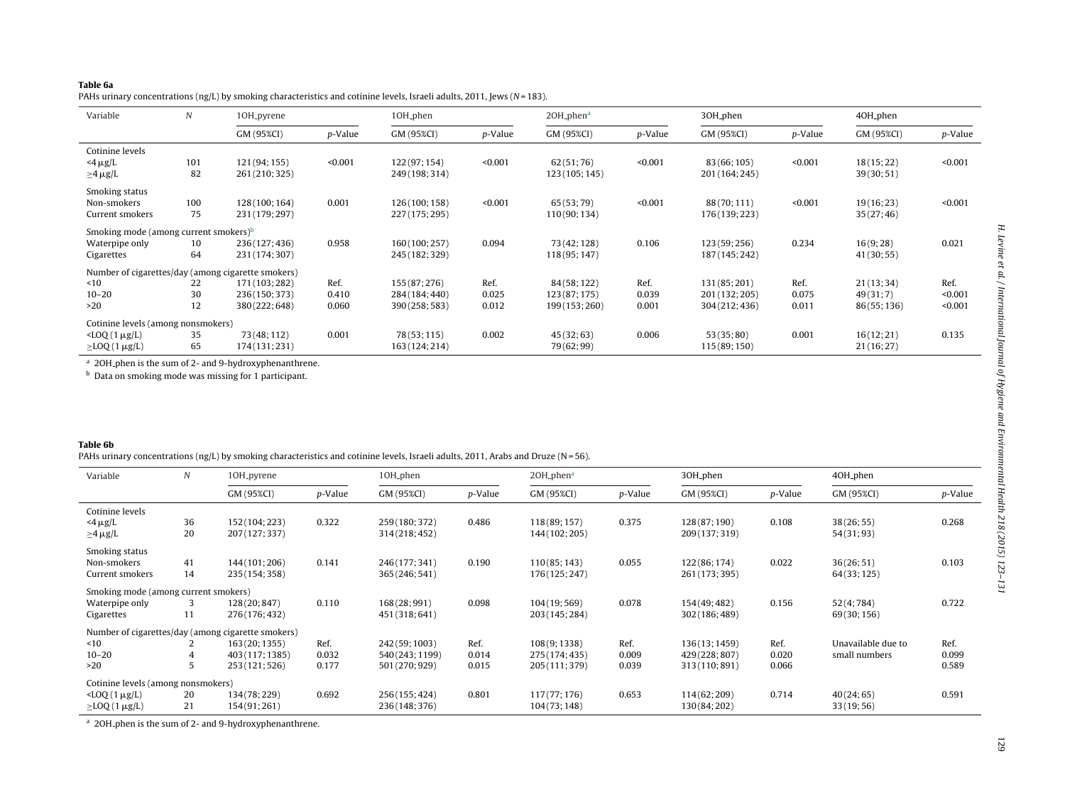**Table 6a**
PAHs urinary concentrations (ng/L) by smoking characteristics and cotinine levels, Israeli adults, 2011, Jews (*N* = 183).

| Variable | *N* | 1OH_pyrene | | 1OH_phen | | 2OH_phen[a] | | 3OH_phen | | 4OH_phen | |
|---|---|---|---|---|---|---|---|---|---|---|---|
| | | GM (95%CI) | *p*-Value | GM (95%CI) | *p*-Value | GM (95%CI) | *p*-Value | GM (95%CI) | *p*-Value | GM (95%CI) | *p*-Value |
| Cotinine levels | | | | | | | | | | | |
| <4 μg/L | 101 | 121 (94; 155) | <0.001 | 122 (97; 154) | <0.001 | 62 (51; 76) | <0.001 | 83 (66; 105) | <0.001 | 18 (15; 22) | <0.001 |
| ≥4 μg/L | 82 | 261 (210; 325) | | 249 (198; 314) | | 123 (105; 145) | | 201 (164; 245) | | 39 (30; 51) | |
| Smoking status | | | | | | | | | | | |
| Non-smokers | 100 | 128 (100; 164) | 0.001 | 126 (100; 158) | <0.001 | 65 (53; 79) | <0.001 | 88 (70; 111) | <0.001 | 19 (16; 23) | <0.001 |
| Current smokers | 75 | 231 (179; 297) | | 227 (175; 295) | | 110 (90; 134) | | 176 (139; 223) | | 35 (27; 46) | |
| Smoking mode (among current smokers)[b] | | | | | | | | | | | |
| Waterpipe only | 10 | 236 (127; 436) | 0.958 | 160 (100; 257) | 0.094 | 73 (42; 128) | 0.106 | 123 (59; 256) | 0.234 | 16 (9; 28) | 0.021 |
| Cigarettes | 64 | 231 (174; 307) | | 245 (182; 329) | | 118 (95; 147) | | 187 (145; 242) | | 41 (30; 55) | |
| Number of cigarettes/day (among cigarette smokers) | | | | | | | | | | | |
| <10 | 22 | 171 (103; 282) | Ref. | 155 (87; 276) | Ref. | 84 (58; 122) | Ref. | 131 (85; 201) | Ref. | 21 (13; 34) | Ref. |
| 10–20 | 30 | 236 (150; 373) | 0.410 | 284 (184; 440) | 0.025 | 123 (87; 175) | 0.039 | 201 (132; 205) | 0.075 | 49 (31; 7) | <0.001 |
| >20 | 12 | 380 (222; 648) | 0.060 | 390 (258; 583) | 0.012 | 199 (153; 260) | 0.001 | 304 (212; 436) | 0.011 | 86 (55; 136) | <0.001 |
| Cotinine levels (among nonsmokers) | | | | | | | | | | | |
| <LOQ (1 μg/L) | 35 | 73 (48; 112) | 0.001 | 78 (53; 115) | 0.002 | 45 (32; 63) | 0.006 | 53 (35; 80) | 0.001 | 16 (12; 21) | 0.135 |
| ≥LOQ (1 μg/L) | 65 | 174 (131; 231) | | 163 (124; 214) | | 79 (62; 99) | | 115 (89; 150) | | 21 (16; 27) | |

[a] 2OH_phen is the sum of 2- and 9-hydroxyphenanthrene.
[b] Data on smoking mode was missing for 1 participant.

**Table 6b**
PAHs urinary concentrations (ng/L) by smoking characteristics and cotinine levels, Israeli adults, 2011, Arabs and Druze (N = 56).

| Variable | *N* | 1OH_pyrene | | 1OH_phen | | 2OH_phen[a] | | 3OH_phen | | 4OH_phen | |
|---|---|---|---|---|---|---|---|---|---|---|---|
| | | GM (95%CI) | *p*-Value | GM (95%CI) | *p*-Value | GM (95%CI) | *p*-Value | GM (95%CI) | *p*-Value | GM (95%CI) | *p*-Value |
| Cotinine levels | | | | | | | | | | | |
| <4 μg/L | 36 | 152 (104; 223) | 0.322 | 259 (180; 372) | 0.486 | 118 (89; 157) | 0.375 | 128 (87; 190) | 0.108 | 38 (26; 55) | 0.268 |
| ≥4 μg/L | 20 | 207 (127; 337) | | 314 (218; 452) | | 144 (102; 205) | | 209 (137; 319) | | 54 (31; 93) | |
| Smoking status | | | | | | | | | | | |
| Non-smokers | 41 | 144 (101; 206) | 0.141 | 246 (177; 341) | 0.190 | 110 (85; 143) | 0.055 | 122 (86; 174) | 0.022 | 36 (26; 51) | 0.103 |
| Current smokers | 14 | 235 (154; 358) | | 365 (246; 541) | | 176 (125; 247) | | 261 (173; 395) | | 64 (33; 125) | |
| Smoking mode (among current smokers) | | | | | | | | | | | |
| Waterpipe only | 3 | 128 (20; 847) | 0.110 | 168 (28; 991) | 0.098 | 104 (19; 569) | 0.078 | 154 (49; 482) | 0.156 | 52 (4; 784) | 0.722 |
| Cigarettes | 11 | 276 (176; 432) | | 451 (318; 641) | | 203 (145; 284) | | 302 (186; 489) | | 69 (30; 156) | |
| Number of cigarettes/day (among cigarette smokers) | | | | | | | | | | | |
| <10 | 2 | 163 (20; 1355) | Ref. | 242 (59; 1003) | Ref. | 108 (9; 1338) | Ref. | 136 (13; 1459) | Ref. | Unavailable due to small numbers | Ref. |
| 10–20 | 4 | 403 (117; 1385) | 0.032 | 540 (243; 1199) | 0.014 | 275 (174; 435) | 0.009 | 429 (228; 807) | 0.020 | | 0.099 |
| >20 | 5 | 253 (121; 526) | 0.177 | 501 (270; 929) | 0.015 | 205 (111; 379) | 0.039 | 313 (110; 891) | 0.066 | | 0.589 |
| Cotinine levels (among nonsmokers) | | | | | | | | | | | |
| <LOQ (1 μg/L) | 20 | 134 (78; 229) | 0.692 | 256 (155; 424) | 0.801 | 117 (77; 176) | 0.653 | 114 (62; 209) | 0.714 | 40 (24; 65) | 0.591 |
| ≥LOQ (1 μg/L) | 21 | 154 (91; 261) | | 236 (148; 376) | | 104 (73; 148) | | 130 (84; 202) | | 33 (19; 56) | |

[a] 2OH_phen is the sum of 2- and 9-hydroxyphenanthrene.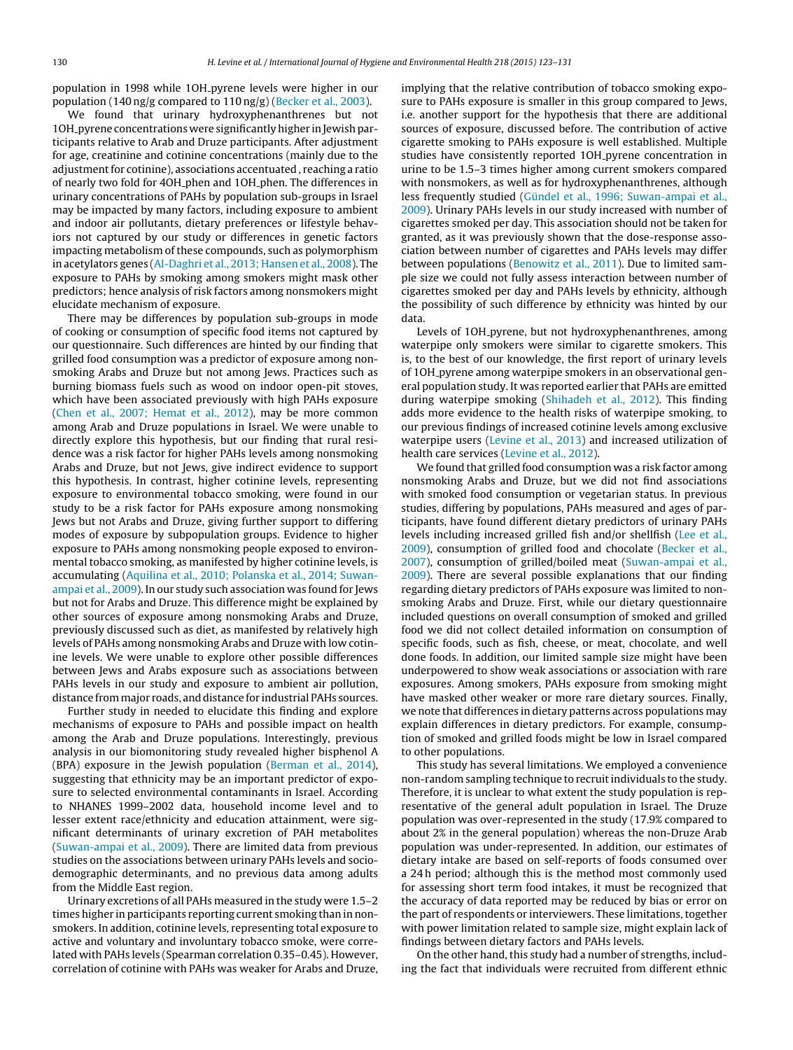population in 1998 while 1OH_pyrene levels were higher in our population (140 ng/g compared to 110 ng/g) (Becker et al., 2003).

We found that urinary hydroxyphenanthrenes but not 1OH_pyrene concentrations were significantly higher in Jewish participants relative to Arab and Druze participants. After adjustment for age, creatinine and cotinine concentrations (mainly due to the adjustment for cotinine), associations accentuated , reaching a ratio of nearly two fold for 4OH_phen and 1OH_phen. The differences in urinary concentrations of PAHs by population sub-groups in Israel may be impacted by many factors, including exposure to ambient and indoor air pollutants, dietary preferences or lifestyle behaviors not captured by our study or differences in genetic factors impacting metabolism of these compounds, such as polymorphism in acetylators genes (Al-Daghri et al., 2013; Hansen et al., 2008). The exposure to PAHs by smoking among smokers might mask other predictors; hence analysis of risk factors among nonsmokers might elucidate mechanism of exposure.

There may be differences by population sub-groups in mode of cooking or consumption of specific food items not captured by our questionnaire. Such differences are hinted by our finding that grilled food consumption was a predictor of exposure among nonsmoking Arabs and Druze but not among Jews. Practices such as burning biomass fuels such as wood on indoor open-pit stoves, which have been associated previously with high PAHs exposure (Chen et al., 2007; Hemat et al., 2012), may be more common among Arab and Druze populations in Israel. We were unable to directly explore this hypothesis, but our finding that rural residence was a risk factor for higher PAHs levels among nonsmoking Arabs and Druze, but not Jews, give indirect evidence to support this hypothesis. In contrast, higher cotinine levels, representing exposure to environmental tobacco smoking, were found in our study to be a risk factor for PAHs exposure among nonsmoking Jews but not Arabs and Druze, giving further support to differing modes of exposure by subpopulation groups. Evidence to higher exposure to PAHs among nonsmoking people exposed to environmental tobacco smoking, as manifested by higher cotinine levels, is accumulating (Aquilina et al., 2010; Polanska et al., 2014; Suwan-ampai et al., 2009). In our study such association was found for Jews but not for Arabs and Druze. This difference might be explained by other sources of exposure among nonsmoking Arabs and Druze, previously discussed such as diet, as manifested by relatively high levels of PAHs among nonsmoking Arabs and Druze with low cotinine levels. We were unable to explore other possible differences between Jews and Arabs exposure such as associations between PAHs levels in our study and exposure to ambient air pollution, distance from major roads, and distance for industrial PAHs sources.

Further study in needed to elucidate this finding and explore mechanisms of exposure to PAHs and possible impact on health among the Arab and Druze populations. Interestingly, previous analysis in our biomonitoring study revealed higher bisphenol A (BPA) exposure in the Jewish population (Berman et al., 2014), suggesting that ethnicity may be an important predictor of exposure to selected environmental contaminants in Israel. According to NHANES 1999–2002 data, household income level and to lesser extent race/ethnicity and education attainment, were significant determinants of urinary excretion of PAH metabolites (Suwan-ampai et al., 2009). There are limited data from previous studies on the associations between urinary PAHs levels and sociodemographic determinants, and no previous data among adults from the Middle East region.

Urinary excretions of all PAHs measured in the study were 1.5–2 times higher in participants reporting current smoking than in nonsmokers. In addition, cotinine levels, representing total exposure to active and voluntary and involuntary tobacco smoke, were correlated with PAHs levels (Spearman correlation 0.35–0.45). However, correlation of cotinine with PAHs was weaker for Arabs and Druze, implying that the relative contribution of tobacco smoking exposure to PAHs exposure is smaller in this group compared to Jews, i.e. another support for the hypothesis that there are additional sources of exposure, discussed before. The contribution of active cigarette smoking to PAHs exposure is well established. Multiple studies have consistently reported 1OH_pyrene concentration in urine to be 1.5–3 times higher among current smokers compared with nonsmokers, as well as for hydroxyphenanthrenes, although less frequently studied (Gündel et al., 1996; Suwan-ampai et al., 2009). Urinary PAHs levels in our study increased with number of cigarettes smoked per day. This association should not be taken for granted, as it was previously shown that the dose-response association between number of cigarettes and PAHs levels may differ between populations (Benowitz et al., 2011). Due to limited sample size we could not fully assess interaction between number of cigarettes smoked per day and PAHs levels by ethnicity, although the possibility of such difference by ethnicity was hinted by our data.

Levels of 1OH_pyrene, but not hydroxyphenanthrenes, among waterpipe only smokers were similar to cigarette smokers. This is, to the best of our knowledge, the first report of urinary levels of 1OH_pyrene among waterpipe smokers in an observational general population study. It was reported earlier that PAHs are emitted during waterpipe smoking (Shihadeh et al., 2012). This finding adds more evidence to the health risks of waterpipe smoking, to our previous findings of increased cotinine levels among exclusive waterpipe users (Levine et al., 2013) and increased utilization of health care services (Levine et al., 2012).

We found that grilled food consumption was a risk factor among nonsmoking Arabs and Druze, but we did not find associations with smoked food consumption or vegetarian status. In previous studies, differing by populations, PAHs measured and ages of participants, have found different dietary predictors of urinary PAHs levels including increased grilled fish and/or shellfish (Lee et al., 2009), consumption of grilled food and chocolate (Becker et al., 2007), consumption of grilled/boiled meat (Suwan-ampai et al., 2009). There are several possible explanations that our finding regarding dietary predictors of PAHs exposure was limited to nonsmoking Arabs and Druze. First, while our dietary questionnaire included questions on overall consumption of smoked and grilled food we did not collect detailed information on consumption of specific foods, such as fish, cheese, or meat, chocolate, and well done foods. In addition, our limited sample size might have been underpowered to show weak associations or association with rare exposures. Among smokers, PAHs exposure from smoking might have masked other weaker or more rare dietary sources. Finally, we note that differences in dietary patterns across populations may explain differences in dietary predictors. For example, consumption of smoked and grilled foods might be low in Israel compared to other populations.

This study has several limitations. We employed a convenience non-random sampling technique to recruit individuals to the study. Therefore, it is unclear to what extent the study population is representative of the general adult population in Israel. The Druze population was over-represented in the study (17.9% compared to about 2% in the general population) whereas the non-Druze Arab population was under-represented. In addition, our estimates of dietary intake are based on self-reports of foods consumed over a 24 h period; although this is the method most commonly used for assessing short term food intakes, it must be recognized that the accuracy of data reported may be reduced by bias or error on the part of respondents or interviewers. These limitations, together with power limitation related to sample size, might explain lack of findings between dietary factors and PAHs levels.

On the other hand, this study had a number of strengths, including the fact that individuals were recruited from different ethnic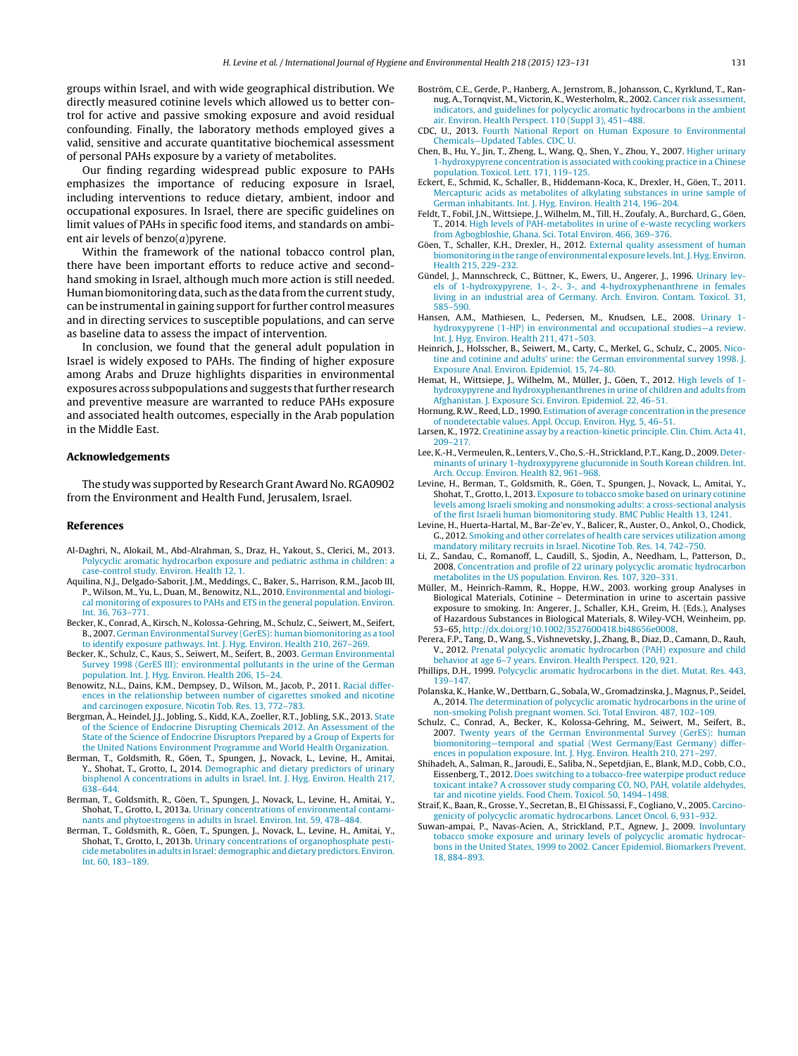groups within Israel, and with wide geographical distribution. We directly measured cotinine levels which allowed us to better control for active and passive smoking exposure and avoid residual confounding. Finally, the laboratory methods employed gives a valid, sensitive and accurate quantitative biochemical assessment of personal PAHs exposure by a variety of metabolites.

Our finding regarding widespread public exposure to PAHs emphasizes the importance of reducing exposure in Israel, including interventions to reduce dietary, ambient, indoor and occupational exposures. In Israel, there are specific guidelines on limit values of PAHs in specific food items, and standards on ambient air levels of benzo(*a*)pyrene.

Within the framework of the national tobacco control plan, there have been important efforts to reduce active and second-hand smoking in Israel, although much more action is still needed. Human biomonitoring data, such as the data from the current study, can be instrumental in gaining support for further control measures and in directing services to susceptible populations, and can serve as baseline data to assess the impact of intervention.

In conclusion, we found that the general adult population in Israel is widely exposed to PAHs. The finding of higher exposure among Arabs and Druze highlights disparities in environmental exposures across subpopulations and suggests that further research and preventive measure are warranted to reduce PAHs exposure and associated health outcomes, especially in the Arab population in the Middle East.

## Acknowledgements

The study was supported by Research Grant Award No. RGA0902 from the Environment and Health Fund, Jerusalem, Israel.

## References

Al-Daghri, N., Alokail, M., Abd-Alrahman, S., Draz, H., Yakout, S., Clerici, M., 2013. Polycyclic aromatic hydrocarbon exposure and pediatric asthma in children: a case-control study. Environ. Health 12, 1.

Aquilina, N.J., Delgado-Saborit, J.M., Meddings, C., Baker, S., Harrison, R.M., Jacob III, P., Wilson, M., Yu, L., Duan, M., Benowitz, N.L., 2010. Environmental and biological monitoring of exposures to PAHs and ETS in the general population. Environ. Int. 36, 763–771.

Becker, K., Conrad, A., Kirsch, N., Kolossa-Gehring, M., Schulz, C., Seiwert, M., Seifert, B., 2007. German Environmental Survey (GerES): human biomonitoring as a tool to identify exposure pathways. Int. J. Hyg. Environ. Health 210, 267–269.

Becker, K., Schulz, C., Kaus, S., Seiwert, M., Seifert, B., 2003. German Environmental Survey 1998 (GerES III): environmental pollutants in the urine of the German population. Int. J. Hyg. Environ. Health 206, 15–24.

Benowitz, N.L., Dains, K.M., Dempsey, D., Wilson, M., Jacob, P., 2011. Racial differences in the relationship between number of cigarettes smoked and nicotine and carcinogen exposure. Nicotin Tob. Res. 13, 772–783.

Bergman, Å., Heindel, J.J., Jobling, S., Kidd, K.A., Zoeller, R.T., Jobling, S.K., 2013. State of the Science of Endocrine Disrupting Chemicals 2012. An Assessment of the State of the Science of Endocrine Disruptors Prepared by a Group of Experts for the United Nations Environment Programme and World Health Organization.

Berman, T., Goldsmith, R., Göen, T., Spungen, J., Novack, L., Levine, H., Amitai, Y., Shohat, T., Grotto, I., 2014. Demographic and dietary predictors of urinary bisphenol A concentrations in adults in Israel. Int. J. Hyg. Environ. Health 217, 638–644.

Berman, T., Goldsmith, R., Göen, T., Spungen, J., Novack, L., Levine, H., Amitai, Y., Shohat, T., Grotto, I., 2013a. Urinary concentrations of environmental contaminants and phytoestrogens in adults in Israel. Environ. Int. 59, 478–484.

Berman, T., Goldsmith, R., Göen, T., Spungen, J., Novack, L., Levine, H., Amitai, Y., Shohat, T., Grotto, I., 2013b. Urinary concentrations of organophosphate pesticide metabolites in adults in Israel: demographic and dietary predictors. Environ. Int. 60, 183–189.

Boström, C.E., Gerde, P., Hanberg, A., Jernstrom, B., Johansson, C., Kyrklund, T., Rannug, A., Tornqvist, M., Victorin, K., Westerholm, R., 2002. Cancer risk assessment, indicators, and guidelines for polycyclic aromatic hydrocarbons in the ambient air. Environ. Health Perspect. 110 (Suppl 3), 451–488.

CDC, U., 2013. Fourth National Report on Human Exposure to Environmental Chemicals—Updated Tables. CDC, U.

Chen, B., Hu, Y., Jin, T., Zheng, L., Wang, Q., Shen, Y., Zhou, Y., 2007. Higher urinary 1-hydroxypyrene concentration is associated with cooking practice in a Chinese population. Toxicol. Lett. 171, 119–125.

Eckert, E., Schmid, K., Schaller, B., Hiddemann-Koca, K., Drexler, H., Göen, T., 2011. Mercapturic acids as metabolites of alkylating substances in urine sample of German inhabitants. Int. J. Hyg. Environ. Health 214, 196–204.

Feldt, T., Fobil, J.N., Wittsiepe, J., Wilhelm, M., Till, H., Zoufaly, A., Burchard, G., Göen, T., 2014. High levels of PAH-metabolites in urine of e-waste recycling workers from Agbogbloshie, Ghana. Sci. Total Environ. 466, 369–376.

Göen, T., Schaller, K.H., Drexler, H., 2012. External quality assessment of human biomonitoring in the range of environmental exposure levels. Int. J. Hyg. Environ. Health 215, 229–232.

Gündel, J., Mannschreck, C., Büttner, K., Ewers, U., Angerer, J., 1996. Urinary levels of 1-hydroxypyrene, 1-, 2-, 3-, and 4-hydroxyphenanthrene in females living in an industrial area of Germany. Arch. Environ. Contam. Toxicol. 31, 585–590.

Hansen, A.M., Mathiesen, L., Pedersen, M., Knudsen, L.E., 2008. Urinary 1-hydroxypyrene (1-HP) in environmental and occupational studies—a review. Int. J. Hyg. Environ. Health 211, 471–503.

Heinrich, J., Holsscher, B., Seiwert, M., Carty, C., Merkel, G., Schulz, C., 2005. Nicotine and cotinine and adults' urine: the German environmental survey 1998. J. Exposure Anal. Environ. Epidemiol. 15, 74–80.

Hemat, H., Wittsiepe, J., Wilhelm, M., Müller, J., Göen, T., 2012. High levels of 1-hydroxypyrene and hydroxyphenanthrenes in urine of children and adults from Afghanistan. J. Exposure Sci. Environ. Epidemiol. 22, 46–51.

Hornung, R.W., Reed, L.D., 1990. Estimation of average concentration in the presence of nondetectable values. Appl. Occup. Environ. Hyg. 5, 46–51.

Larsen, K., 1972. Creatinine assay by a reaction-kinetic principle. Clin. Chim. Acta 41, 209–217.

Lee, K.-H., Vermeulen, R., Lenters, V., Cho, S.-H., Strickland, P.T., Kang, D., 2009. Determinants of urinary 1-hydroxypyrene glucuronide in South Korean children. Int. Arch. Occup. Environ. Health 82, 961–968.

Levine, H., Berman, T., Goldsmith, R., Göen, T., Spungen, J., Novack, L., Amitai, Y., Shohat, T., Grotto, I., 2013. Exposure to tobacco smoke based on urinary cotinine levels among Israeli smoking and nonsmoking adults: a cross-sectional analysis of the first Israeli human biomonitoring study. BMC Public Health 13, 1241.

Levine, H., Huerta-Hartal, M., Bar-Ze'ev, Y., Balicer, R., Auster, O., Ankol, O., Chodick, G., 2012. Smoking and other correlates of health care services utilization among mandatory military recruits in Israel. Nicotine Tob. Res. 14, 742–750.

Li, Z., Sandau, C., Romanoff, L., Caudill, S., Sjodin, A., Needham, L., Patterson, D., 2008. Concentration and profile of 22 urinary polycyclic aromatic hydrocarbon metabolites in the US population. Environ. Res. 107, 320–331.

Müller, M., Heinrich-Ramm, R., Hoppe, H.W., 2003. working group Analyses in Biological Materials, Cotinine – Determination in urine to ascertain passive exposure to smoking. In: Angerer, J., Schaller, K.H., Greim, H. (Eds.), Analyses of Hazardous Substances in Biological Materials, 8. Wiley-VCH, Weinheim, pp. 53–65, http://dx.doi.org/10.1002/3527600418.bi48656e0008.

Perera, F.P., Tang, D., Wang, S., Vishnevetsky, J., Zhang, B., Diaz, D., Camann, D., Rauh, V., 2012. Prenatal polycyclic aromatic hydrocarbon (PAH) exposure and child behavior at age 6–7 years. Environ. Health Perspect. 120, 921.

Phillips, D.H., 1999. Polycyclic aromatic hydrocarbons in the diet. Mutat. Res. 443, 139–147.

Polanska, K., Hanke, W., Dettbarn, G., Sobala, W., Gromadzinska, J., Magnus, P., Seidel, A., 2014. The determination of polycyclic aromatic hydrocarbons in the urine of non-smoking Polish pregnant women. Sci. Total Environ. 487, 102–109.

Schulz, C., Conrad, A., Becker, K., Kolossa-Gehring, M., Seiwert, M., Seifert, B., 2007. Twenty years of the German Environmental Survey (GerES): human biomonitoring—temporal and spatial (West Germany/East Germany) differences in population exposure. Int. J. Hyg. Environ. Health 210, 271–297.

Shihadeh, A., Salman, R., Jaroudi, E., Saliba, N., Sepetdjian, E., Blank, M.D., Cobb, C.O., Eissenberg, T., 2012. Does switching to a tobacco-free waterpipe product reduce toxicant intake? A crossover study comparing CO, NO, PAH, volatile aldehydes, tar and nicotine yields. Food Chem. Toxicol. 50, 1494–1498.

Straif, K., Baan, R., Grosse, Y., Secretan, B., El Ghissassi, F., Cogliano, V., 2005. Carcinogenicity of polycyclic aromatic hydrocarbons. Lancet Oncol. 6, 931–932.

Suwan-ampai, P., Navas-Acien, A., Strickland, P.T., Agnew, J., 2009. Involuntary tobacco smoke exposure and urinary levels of polycyclic aromatic hydrocarbons in the United States, 1999 to 2002. Cancer Epidemiol. Biomarkers Prevent. 18, 884–893.